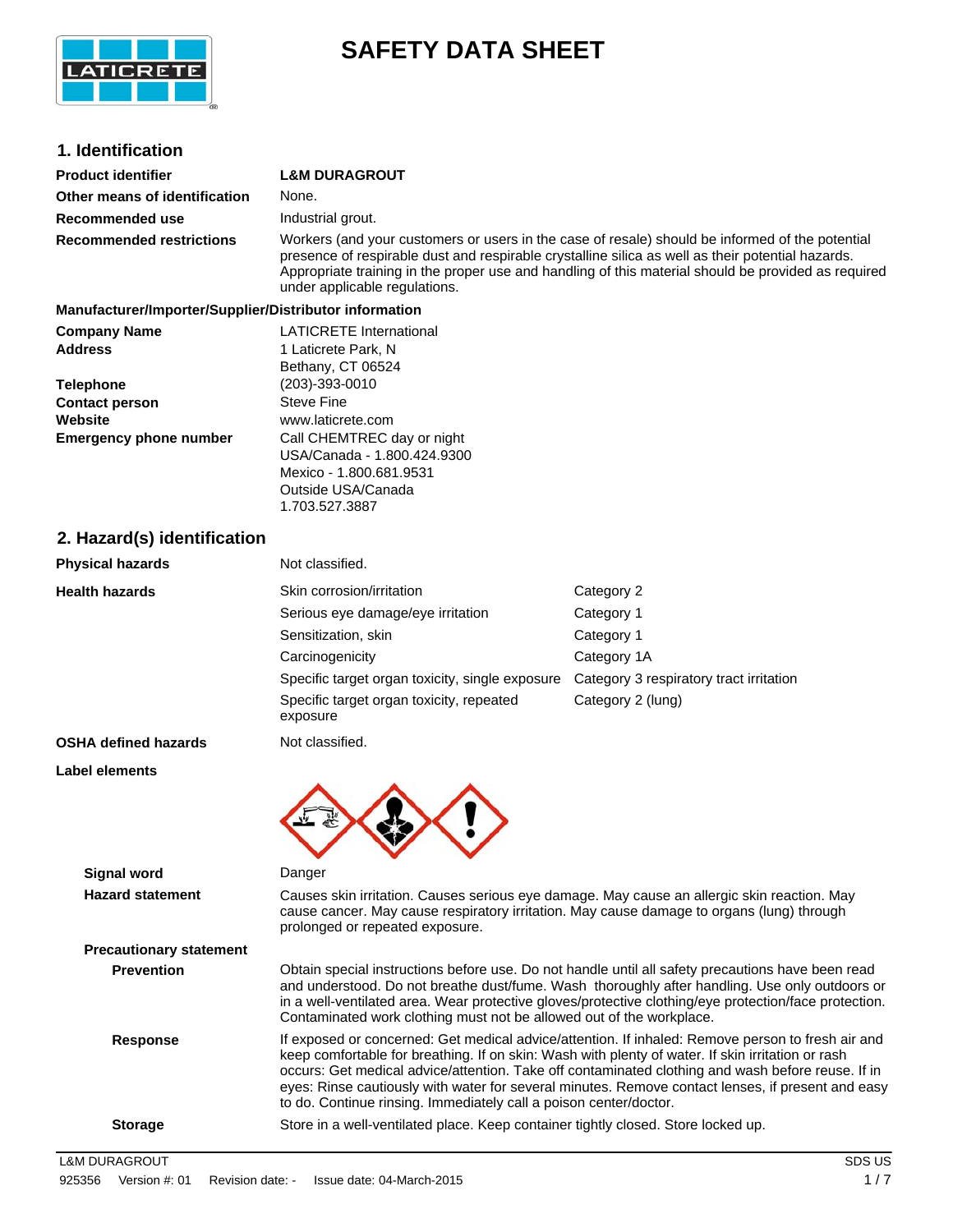# SAFETY DATA SHEET

## 1. Identification

| | |
|---|---|
| **Product identifier** | **L&M DURAGROUT** |
| **Other means of identification** | None. |
| **Recommended use** | Industrial grout. |
| **Recommended restrictions** | Workers (and your customers or users in the case of resale) should be informed of the potential presence of respirable dust and respirable crystalline silica as well as their potential hazards. Appropriate training in the proper use and handling of this material should be provided as required under applicable regulations. |

**Manufacturer/Importer/Supplier/Distributor information**

| | |
|---|---|
| **Company Name** | LATICRETE International |
| **Address** | 1 Laticrete Park, N<br>Bethany, CT 06524 |
| **Telephone** | (203)-393-0010 |
| **Contact person** | Steve Fine |
| **Website** | www.laticrete.com |
| **Emergency phone number** | Call CHEMTREC day or night<br>USA/Canada - 1.800.424.9300<br>Mexico - 1.800.681.9531<br>Outside USA/Canada<br>1.703.527.3887 |

## 2. Hazard(s) identification

| | | |
|---|---|---|
| **Physical hazards** | Not classified. | |
| **Health hazards** | Skin corrosion/irritation | Category 2 |
| | Serious eye damage/eye irritation | Category 1 |
| | Sensitization, skin | Category 1 |
| | Carcinogenicity | Category 1A |
| | Specific target organ toxicity, single exposure | Category 3 respiratory tract irritation |
| | Specific target organ toxicity, repeated exposure | Category 2 (lung) |
| **OSHA defined hazards** | Not classified. | |

**Label elements**

| | |
|---|---|
| **Signal word** | Danger |
| **Hazard statement** | Causes skin irritation. Causes serious eye damage. May cause an allergic skin reaction. May cause cancer. May cause respiratory irritation. May cause damage to organs (lung) through prolonged or repeated exposure. |

**Precautionary statement**

| | |
|---|---|
| **Prevention** | Obtain special instructions before use. Do not handle until all safety precautions have been read and understood. Do not breathe dust/fume. Wash thoroughly after handling. Use only outdoors or in a well-ventilated area. Wear protective gloves/protective clothing/eye protection/face protection. Contaminated work clothing must not be allowed out of the workplace. |
| **Response** | If exposed or concerned: Get medical advice/attention. If inhaled: Remove person to fresh air and keep comfortable for breathing. If on skin: Wash with plenty of water. If skin irritation or rash occurs: Get medical advice/attention. Take off contaminated clothing and wash before reuse. If in eyes: Rinse cautiously with water for several minutes. Remove contact lenses, if present and easy to do. Continue rinsing. Immediately call a poison center/doctor. |
| **Storage** | Store in a well-ventilated place. Keep container tightly closed. Store locked up. |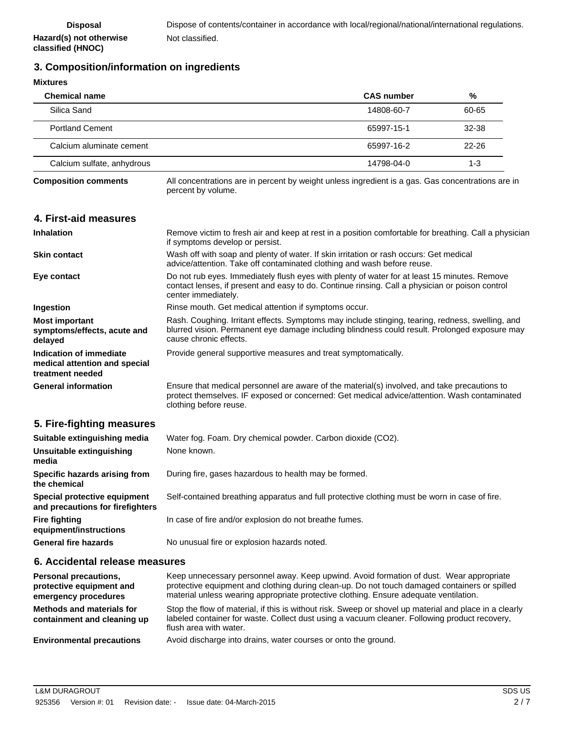**Disposal** Dispose of contents/container in accordance with local/regional/national/international regulations.

**Hazard(s) not otherwise classified (HNOC)** Not classified.

## 3. Composition/information on ingredients

**Mixtures**

| Chemical name | CAS number | % |
|---|---|---|
| Silica Sand | 14808-60-7 | 60-65 |
| Portland Cement | 65997-15-1 | 32-38 |
| Calcium aluminate cement | 65997-16-2 | 22-26 |
| Calcium sulfate, anhydrous | 14798-04-0 | 1-3 |

**Composition comments** All concentrations are in percent by weight unless ingredient is a gas. Gas concentrations are in percent by volume.

## 4. First-aid measures

**Inhalation** Remove victim to fresh air and keep at rest in a position comfortable for breathing. Call a physician if symptoms develop or persist.

**Skin contact** Wash off with soap and plenty of water. If skin irritation or rash occurs: Get medical advice/attention. Take off contaminated clothing and wash before reuse.

**Eye contact** Do not rub eyes. Immediately flush eyes with plenty of water for at least 15 minutes. Remove contact lenses, if present and easy to do. Continue rinsing. Call a physician or poison control center immediately.

**Ingestion** Rinse mouth. Get medical attention if symptoms occur.

**Most important symptoms/effects, acute and delayed** Rash. Coughing. Irritant effects. Symptoms may include stinging, tearing, redness, swelling, and blurred vision. Permanent eye damage including blindness could result. Prolonged exposure may cause chronic effects.

**Indication of immediate medical attention and special treatment needed** Provide general supportive measures and treat symptomatically.

**General information** Ensure that medical personnel are aware of the material(s) involved, and take precautions to protect themselves. IF exposed or concerned: Get medical advice/attention. Wash contaminated clothing before reuse.

## 5. Fire-fighting measures

**Suitable extinguishing media** Water fog. Foam. Dry chemical powder. Carbon dioxide ($CO_2$).

**Unsuitable extinguishing media** None known.

**Specific hazards arising from the chemical** During fire, gases hazardous to health may be formed.

**Special protective equipment and precautions for firefighters** Self-contained breathing apparatus and full protective clothing must be worn in case of fire.

**Fire fighting equipment/instructions** In case of fire and/or explosion do not breathe fumes.

**General fire hazards** No unusual fire or explosion hazards noted.

## 6. Accidental release measures

**Personal precautions, protective equipment and emergency procedures** Keep unnecessary personnel away. Keep upwind. Avoid formation of dust. Wear appropriate protective equipment and clothing during clean-up. Do not touch damaged containers or spilled material unless wearing appropriate protective clothing. Ensure adequate ventilation.

**Methods and materials for containment and cleaning up** Stop the flow of material, if this is without risk. Sweep or shovel up material and place in a clearly labeled container for waste. Collect dust using a vacuum cleaner. Following product recovery, flush area with water.

**Environmental precautions** Avoid discharge into drains, water courses or onto the ground.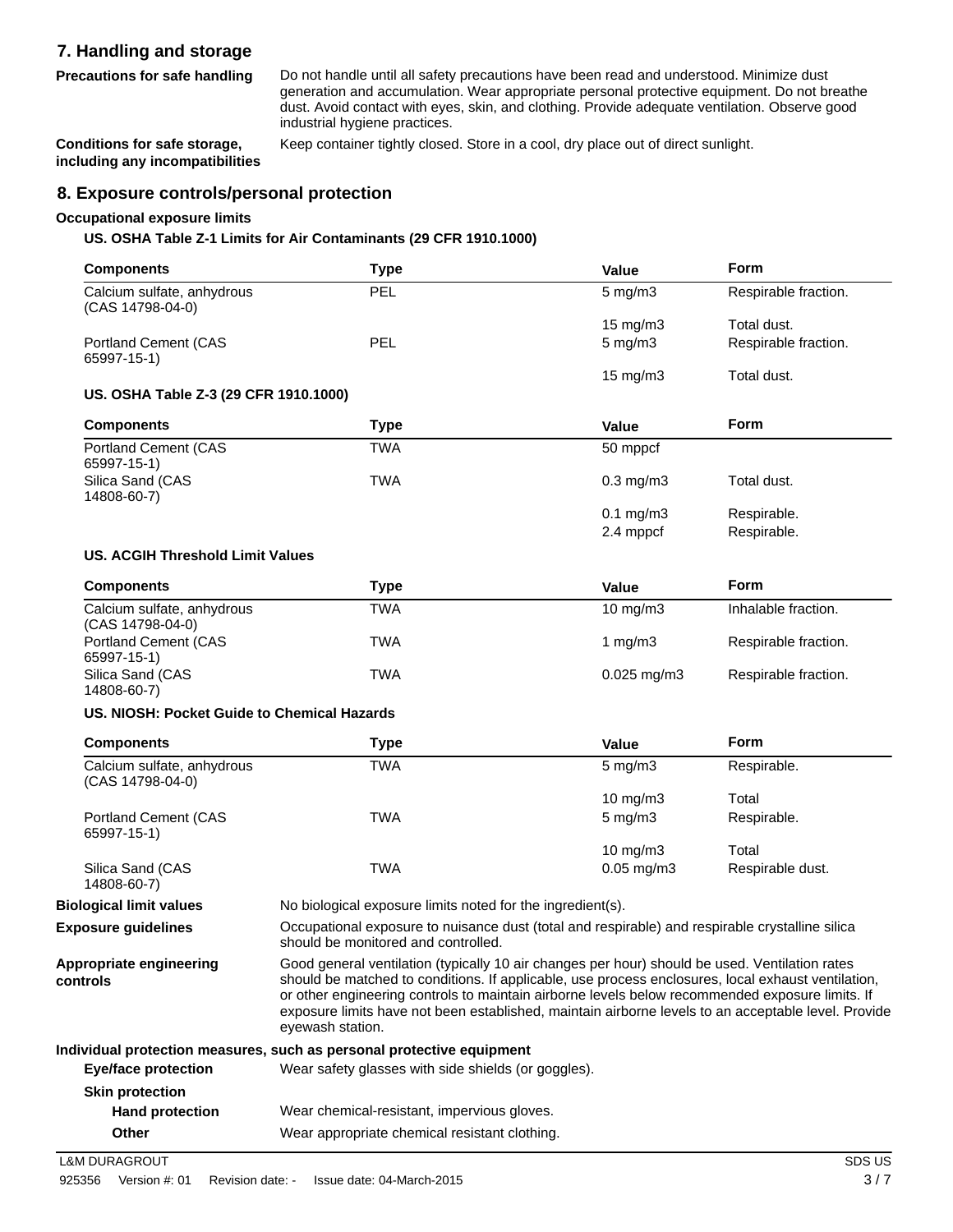## 7. Handling and storage

**Precautions for safe handling** Do not handle until all safety precautions have been read and understood. Minimize dust generation and accumulation. Wear appropriate personal protective equipment. Do not breathe dust. Avoid contact with eyes, skin, and clothing. Provide adequate ventilation. Observe good industrial hygiene practices.

**Conditions for safe storage, including any incompatibilities** Keep container tightly closed. Store in a cool, dry place out of direct sunlight.

## 8. Exposure controls/personal protection

**Occupational exposure limits**

**US. OSHA Table Z-1 Limits for Air Contaminants (29 CFR 1910.1000)**

| Components | Type | Value | Form |
|---|---|---|---|
| Calcium sulfate, anhydrous (CAS 14798-04-0) | PEL | 5 mg/m3 | Respirable fraction. |
| | | 15 mg/m3 | Total dust. |
| Portland Cement (CAS 65997-15-1) | PEL | 5 mg/m3 | Respirable fraction. |
| | | 15 mg/m3 | Total dust. |

**US. OSHA Table Z-3 (29 CFR 1910.1000)**

| Components | Type | Value | Form |
|---|---|---|---|
| Portland Cement (CAS 65997-15-1) | TWA | 50 mppcf | |
| Silica Sand (CAS 14808-60-7) | TWA | 0.3 mg/m3 | Total dust. |
| | | 0.1 mg/m3 | Respirable. |
| | | 2.4 mppcf | Respirable. |

**US. ACGIH Threshold Limit Values**

| Components | Type | Value | Form |
|---|---|---|---|
| Calcium sulfate, anhydrous (CAS 14798-04-0) | TWA | 10 mg/m3 | Inhalable fraction. |
| Portland Cement (CAS 65997-15-1) | TWA | 1 mg/m3 | Respirable fraction. |
| Silica Sand (CAS 14808-60-7) | TWA | 0.025 mg/m3 | Respirable fraction. |

**US. NIOSH: Pocket Guide to Chemical Hazards**

| Components | Type | Value | Form |
|---|---|---|---|
| Calcium sulfate, anhydrous (CAS 14798-04-0) | TWA | 5 mg/m3 | Respirable. |
| | | 10 mg/m3 | Total |
| Portland Cement (CAS 65997-15-1) | TWA | 5 mg/m3 | Respirable. |
| | | 10 mg/m3 | Total |
| Silica Sand (CAS 14808-60-7) | TWA | 0.05 mg/m3 | Respirable dust. |

**Biological limit values** No biological exposure limits noted for the ingredient(s).

**Exposure guidelines** Occupational exposure to nuisance dust (total and respirable) and respirable crystalline silica should be monitored and controlled.

**Appropriate engineering controls** Good general ventilation (typically 10 air changes per hour) should be used. Ventilation rates should be matched to conditions. If applicable, use process enclosures, local exhaust ventilation, or other engineering controls to maintain airborne levels below recommended exposure limits. If exposure limits have not been established, maintain airborne levels to an acceptable level. Provide eyewash station.

**Individual protection measures, such as personal protective equipment**

**Eye/face protection** Wear safety glasses with side shields (or goggles).

**Skin protection**

**Hand protection** Wear chemical-resistant, impervious gloves.

**Other** Wear appropriate chemical resistant clothing.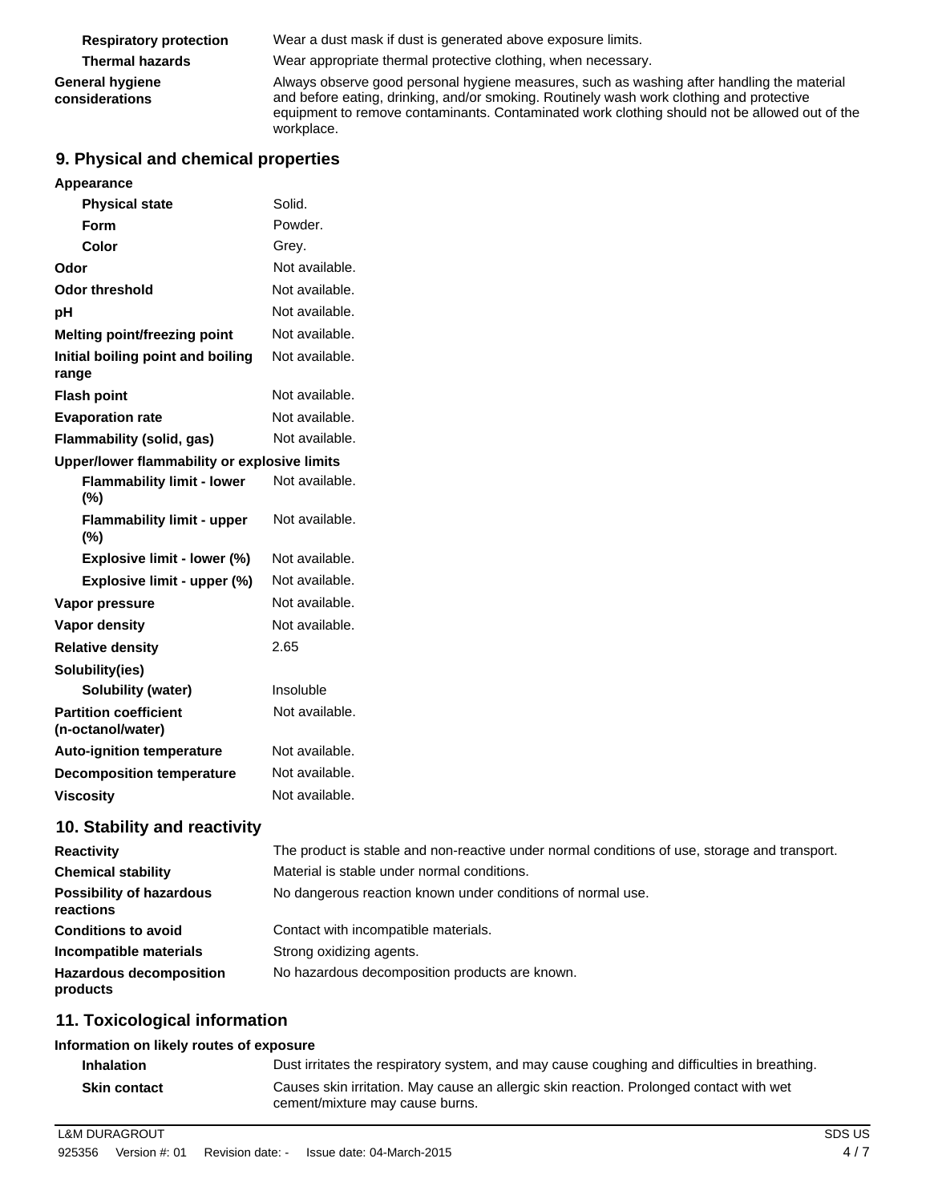| | |
|---|---|
| **Respiratory protection** | Wear a dust mask if dust is generated above exposure limits. |
| **Thermal hazards** | Wear appropriate thermal protective clothing, when necessary. |
| **General hygiene considerations** | Always observe good personal hygiene measures, such as washing after handling the material and before eating, drinking, and/or smoking. Routinely wash work clothing and protective equipment to remove contaminants. Contaminated work clothing should not be allowed out of the workplace. |

## 9. Physical and chemical properties

| | |
|---|---|
| **Appearance** | |
| **Physical state** | Solid. |
| **Form** | Powder. |
| **Color** | Grey. |
| **Odor** | Not available. |
| **Odor threshold** | Not available. |
| **pH** | Not available. |
| **Melting point/freezing point** | Not available. |
| **Initial boiling point and boiling range** | Not available. |
| **Flash point** | Not available. |
| **Evaporation rate** | Not available. |
| **Flammability (solid, gas)** | Not available. |
| **Upper/lower flammability or explosive limits** | |
| **Flammability limit - lower (%)** | Not available. |
| **Flammability limit - upper (%)** | Not available. |
| **Explosive limit - lower (%)** | Not available. |
| **Explosive limit - upper (%)** | Not available. |
| **Vapor pressure** | Not available. |
| **Vapor density** | Not available. |
| **Relative density** | 2.65 |
| **Solubility(ies)** | |
| **Solubility (water)** | Insoluble |
| **Partition coefficient (n-octanol/water)** | Not available. |
| **Auto-ignition temperature** | Not available. |
| **Decomposition temperature** | Not available. |
| **Viscosity** | Not available. |

## 10. Stability and reactivity

| | |
|---|---|
| **Reactivity** | The product is stable and non-reactive under normal conditions of use, storage and transport. |
| **Chemical stability** | Material is stable under normal conditions. |
| **Possibility of hazardous reactions** | No dangerous reaction known under conditions of normal use. |
| **Conditions to avoid** | Contact with incompatible materials. |
| **Incompatible materials** | Strong oxidizing agents. |
| **Hazardous decomposition products** | No hazardous decomposition products are known. |

## 11. Toxicological information

**Information on likely routes of exposure**

| | |
|---|---|
| **Inhalation** | Dust irritates the respiratory system, and may cause coughing and difficulties in breathing. |
| **Skin contact** | Causes skin irritation. May cause an allergic skin reaction. Prolonged contact with wet cement/mixture may cause burns. |

L&M DURAGROUT
925356 Version #: 01 Revision date: - Issue date: 04-March-2015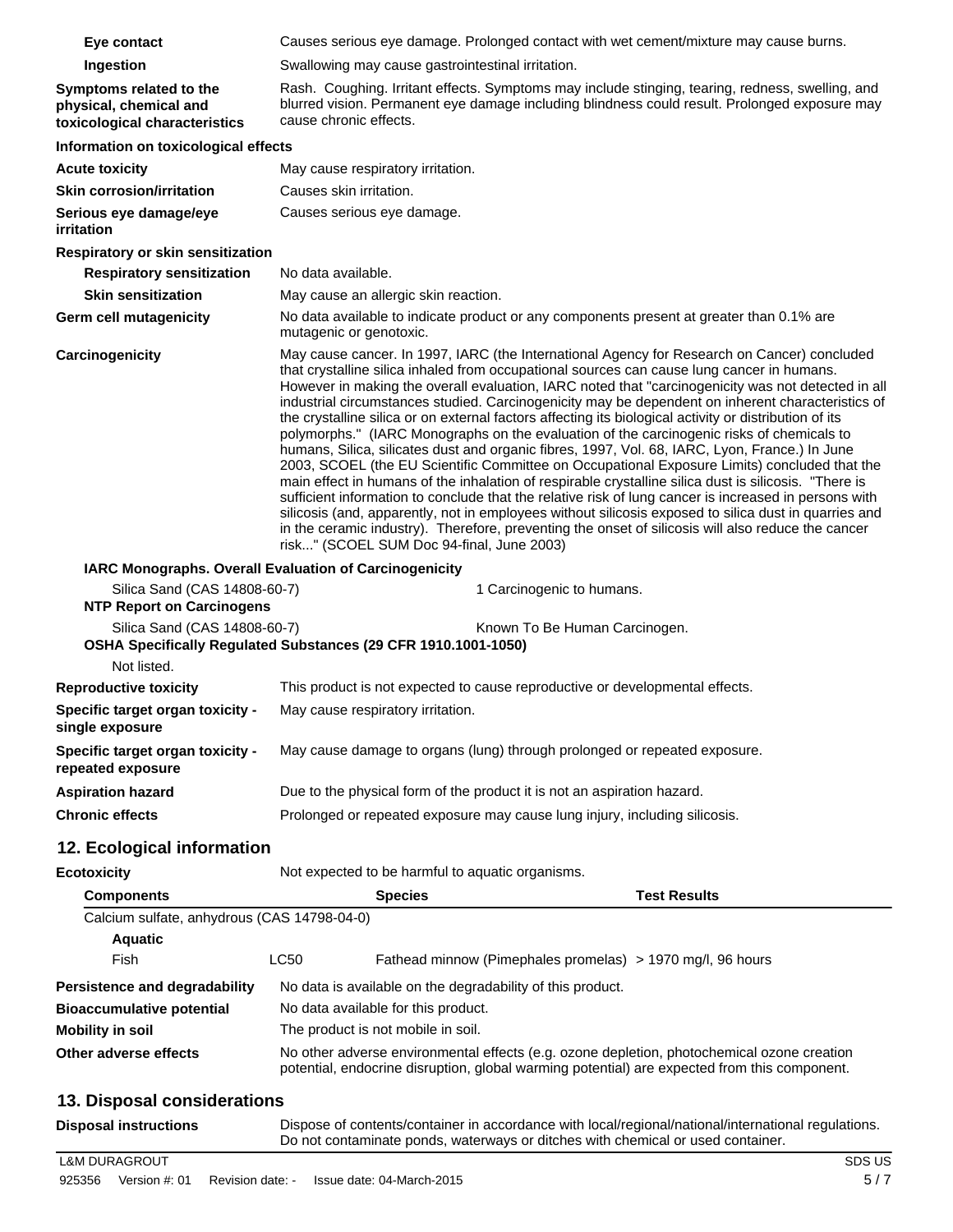**Eye contact** Causes serious eye damage. Prolonged contact with wet cement/mixture may cause burns.

**Ingestion** Swallowing may cause gastrointestinal irritation.

**Symptoms related to the physical, chemical and toxicological characteristics** Rash. Coughing. Irritant effects. Symptoms may include stinging, tearing, redness, swelling, and blurred vision. Permanent eye damage including blindness could result. Prolonged exposure may cause chronic effects.

**Information on toxicological effects**

**Acute toxicity** May cause respiratory irritation.

**Skin corrosion/irritation** Causes skin irritation.

**Serious eye damage/eye irritation** Causes serious eye damage.

**Respiratory or skin sensitization**

**Respiratory sensitization** No data available.

**Skin sensitization** May cause an allergic skin reaction.

**Germ cell mutagenicity** No data available to indicate product or any components present at greater than 0.1% are mutagenic or genotoxic.

**Carcinogenicity** May cause cancer. In 1997, IARC (the International Agency for Research on Cancer) concluded that crystalline silica inhaled from occupational sources can cause lung cancer in humans. However in making the overall evaluation, IARC noted that "carcinogenicity was not detected in all industrial circumstances studied. Carcinogenicity may be dependent on inherent characteristics of the crystalline silica or on external factors affecting its biological activity or distribution of its polymorphs." (IARC Monographs on the evaluation of the carcinogenic risks of chemicals to humans, Silica, silicates dust and organic fibres, 1997, Vol. 68, IARC, Lyon, France.) In June 2003, SCOEL (the EU Scientific Committee on Occupational Exposure Limits) concluded that the main effect in humans of the inhalation of respirable crystalline silica dust is silicosis. "There is sufficient information to conclude that the relative risk of lung cancer is increased in persons with silicosis (and, apparently, not in employees without silicosis exposed to silica dust in quarries and in the ceramic industry). Therefore, preventing the onset of silicosis will also reduce the cancer risk..." (SCOEL SUM Doc 94-final, June 2003)

**IARC Monographs. Overall Evaluation of Carcinogenicity**

Silica Sand (CAS 14808-60-7) 1 Carcinogenic to humans.

**NTP Report on Carcinogens**

Silica Sand (CAS 14808-60-7) Known To Be Human Carcinogen.

**OSHA Specifically Regulated Substances (29 CFR 1910.1001-1050)**

Not listed.

**Reproductive toxicity** This product is not expected to cause reproductive or developmental effects.

**Specific target organ toxicity - single exposure** May cause respiratory irritation.

**Specific target organ toxicity - repeated exposure** May cause damage to organs (lung) through prolonged or repeated exposure.

**Aspiration hazard** Due to the physical form of the product it is not an aspiration hazard.

**Chronic effects** Prolonged or repeated exposure may cause lung injury, including silicosis.

## 12. Ecological information

**Ecotoxicity** Not expected to be harmful to aquatic organisms.

| Components | | Species | Test Results |
|---|---|---|---|
| Calcium sulfate, anhydrous (CAS 14798-04-0) | | | |
| **Aquatic** | | | |
| Fish | LC50 | Fathead minnow (Pimephales promelas) | > 1970 mg/l, 96 hours |

**Persistence and degradability** No data is available on the degradability of this product.

**Bioaccumulative potential** No data available for this product.

**Mobility in soil** The product is not mobile in soil.

**Other adverse effects** No other adverse environmental effects (e.g. ozone depletion, photochemical ozone creation potential, endocrine disruption, global warming potential) are expected from this component.

## 13. Disposal considerations

**Disposal instructions** Dispose of contents/container in accordance with local/regional/national/international regulations. Do not contaminate ponds, waterways or ditches with chemical or used container.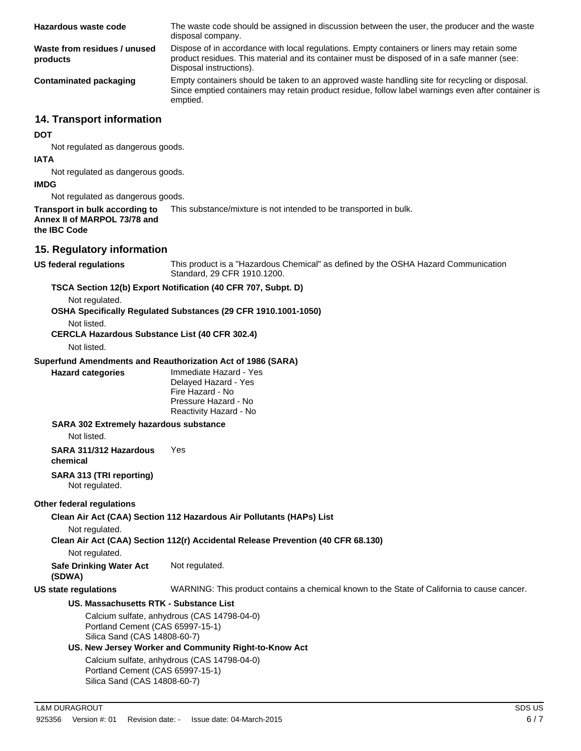**Hazardous waste code** The waste code should be assigned in discussion between the user, the producer and the waste disposal company.

**Waste from residues / unused products** Dispose of in accordance with local regulations. Empty containers or liners may retain some product residues. This material and its container must be disposed of in a safe manner (see: Disposal instructions).

**Contaminated packaging** Empty containers should be taken to an approved waste handling site for recycling or disposal. Since emptied containers may retain product residue, follow label warnings even after container is emptied.

## 14. Transport information

**DOT**

Not regulated as dangerous goods.

**IATA**

Not regulated as dangerous goods.

**IMDG**

Not regulated as dangerous goods.

**Transport in bulk according to Annex II of MARPOL 73/78 and the IBC Code** This substance/mixture is not intended to be transported in bulk.

## 15. Regulatory information

**US federal regulations** This product is a "Hazardous Chemical" as defined by the OSHA Hazard Communication Standard, 29 CFR 1910.1200.

**TSCA Section 12(b) Export Notification (40 CFR 707, Subpt. D)**

Not regulated.

**OSHA Specifically Regulated Substances (29 CFR 1910.1001-1050)**

Not listed.

**CERCLA Hazardous Substance List (40 CFR 302.4)**

Not listed.

**Superfund Amendments and Reauthorization Act of 1986 (SARA)**

**Hazard categories**
Immediate Hazard - Yes
Delayed Hazard - Yes
Fire Hazard - No
Pressure Hazard - No
Reactivity Hazard - No

**SARA 302 Extremely hazardous substance**

Not listed.

**SARA 311/312 Hazardous chemical** Yes

**SARA 313 (TRI reporting)**

Not regulated.

**Other federal regulations**

**Clean Air Act (CAA) Section 112 Hazardous Air Pollutants (HAPs) List**

Not regulated.

**Clean Air Act (CAA) Section 112(r) Accidental Release Prevention (40 CFR 68.130)**

Not regulated.

**Safe Drinking Water Act (SDWA)** Not regulated.

**US state regulations** WARNING: This product contains a chemical known to the State of California to cause cancer.

**US. Massachusetts RTK - Substance List**

Calcium sulfate, anhydrous (CAS 14798-04-0)
Portland Cement (CAS 65997-15-1)
Silica Sand (CAS 14808-60-7)

**US. New Jersey Worker and Community Right-to-Know Act**

Calcium sulfate, anhydrous (CAS 14798-04-0)
Portland Cement (CAS 65997-15-1)
Silica Sand (CAS 14808-60-7)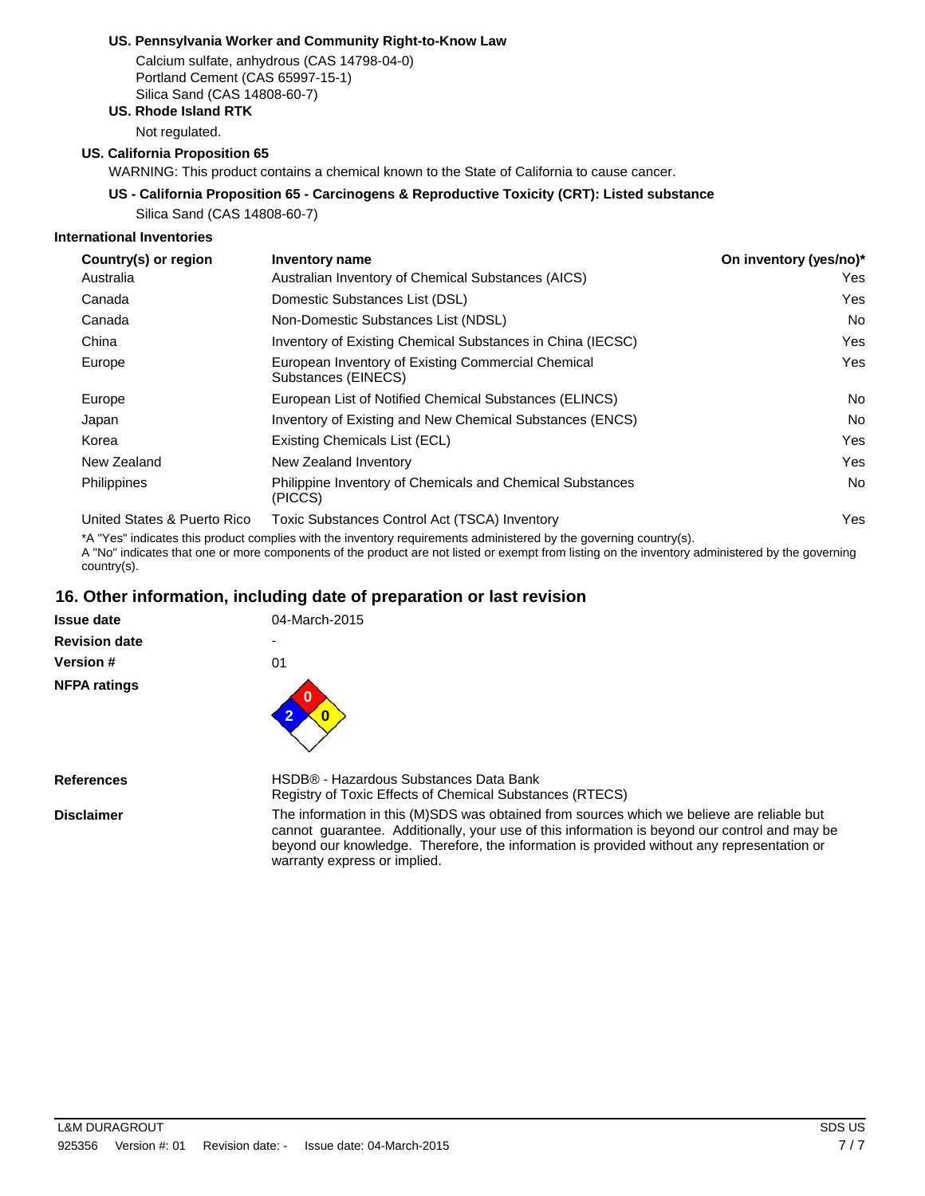**US. Pennsylvania Worker and Community Right-to-Know Law**

Calcium sulfate, anhydrous (CAS 14798-04-0)
Portland Cement (CAS 65997-15-1)
Silica Sand (CAS 14808-60-7)

**US. Rhode Island RTK**

Not regulated.

**US. California Proposition 65**

WARNING: This product contains a chemical known to the State of California to cause cancer.

**US - California Proposition 65 - Carcinogens & Reproductive Toxicity (CRT): Listed substance**

Silica Sand (CAS 14808-60-7)

**International Inventories**

| Country(s) or region | Inventory name | On inventory (yes/no)* |
|---|---|---|
| Australia | Australian Inventory of Chemical Substances (AICS) | Yes |
| Canada | Domestic Substances List (DSL) | Yes |
| Canada | Non-Domestic Substances List (NDSL) | No |
| China | Inventory of Existing Chemical Substances in China (IECSC) | Yes |
| Europe | European Inventory of Existing Commercial Chemical Substances (EINECS) | Yes |
| Europe | European List of Notified Chemical Substances (ELINCS) | No |
| Japan | Inventory of Existing and New Chemical Substances (ENCS) | No |
| Korea | Existing Chemicals List (ECL) | Yes |
| New Zealand | New Zealand Inventory | Yes |
| Philippines | Philippine Inventory of Chemicals and Chemical Substances (PICCS) | No |
| United States & Puerto Rico | Toxic Substances Control Act (TSCA) Inventory | Yes |

*A "Yes" indicates this product complies with the inventory requirements administered by the governing country(s).
A "No" indicates that one or more components of the product are not listed or exempt from listing on the inventory administered by the governing country(s).

## 16. Other information, including date of preparation or last revision

**Issue date** 04-March-2015

**Revision date** -

**Version #** 01

**NFPA ratings**

0
2 0

**References**

HSDB® - Hazardous Substances Data Bank
Registry of Toxic Effects of Chemical Substances (RTECS)

**Disclaimer**

The information in this (M)SDS was obtained from sources which we believe are reliable but cannot guarantee. Additionally, your use of this information is beyond our control and may be beyond our knowledge. Therefore, the information is provided without any representation or warranty express or implied.